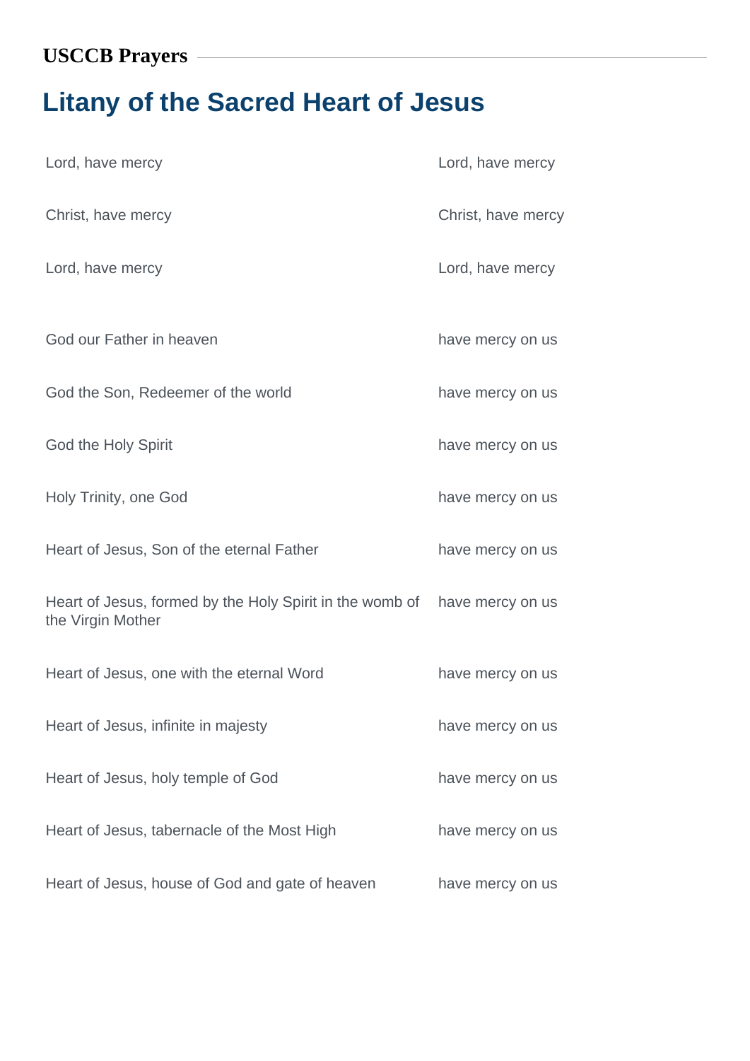**USCCB Prayers**

# Litany of the Sacred Heart of Jesus

| | |
|---|---|
| Lord, have mercy | Lord, have mercy |
| Christ, have mercy | Christ, have mercy |
| Lord, have mercy | Lord, have mercy |
| God our Father in heaven | have mercy on us |
| God the Son, Redeemer of the world | have mercy on us |
| God the Holy Spirit | have mercy on us |
| Holy Trinity, one God | have mercy on us |
| Heart of Jesus, Son of the eternal Father | have mercy on us |
| Heart of Jesus, formed by the Holy Spirit in the womb of the Virgin Mother | have mercy on us |
| Heart of Jesus, one with the eternal Word | have mercy on us |
| Heart of Jesus, infinite in majesty | have mercy on us |
| Heart of Jesus, holy temple of God | have mercy on us |
| Heart of Jesus, tabernacle of the Most High | have mercy on us |
| Heart of Jesus, house of God and gate of heaven | have mercy on us |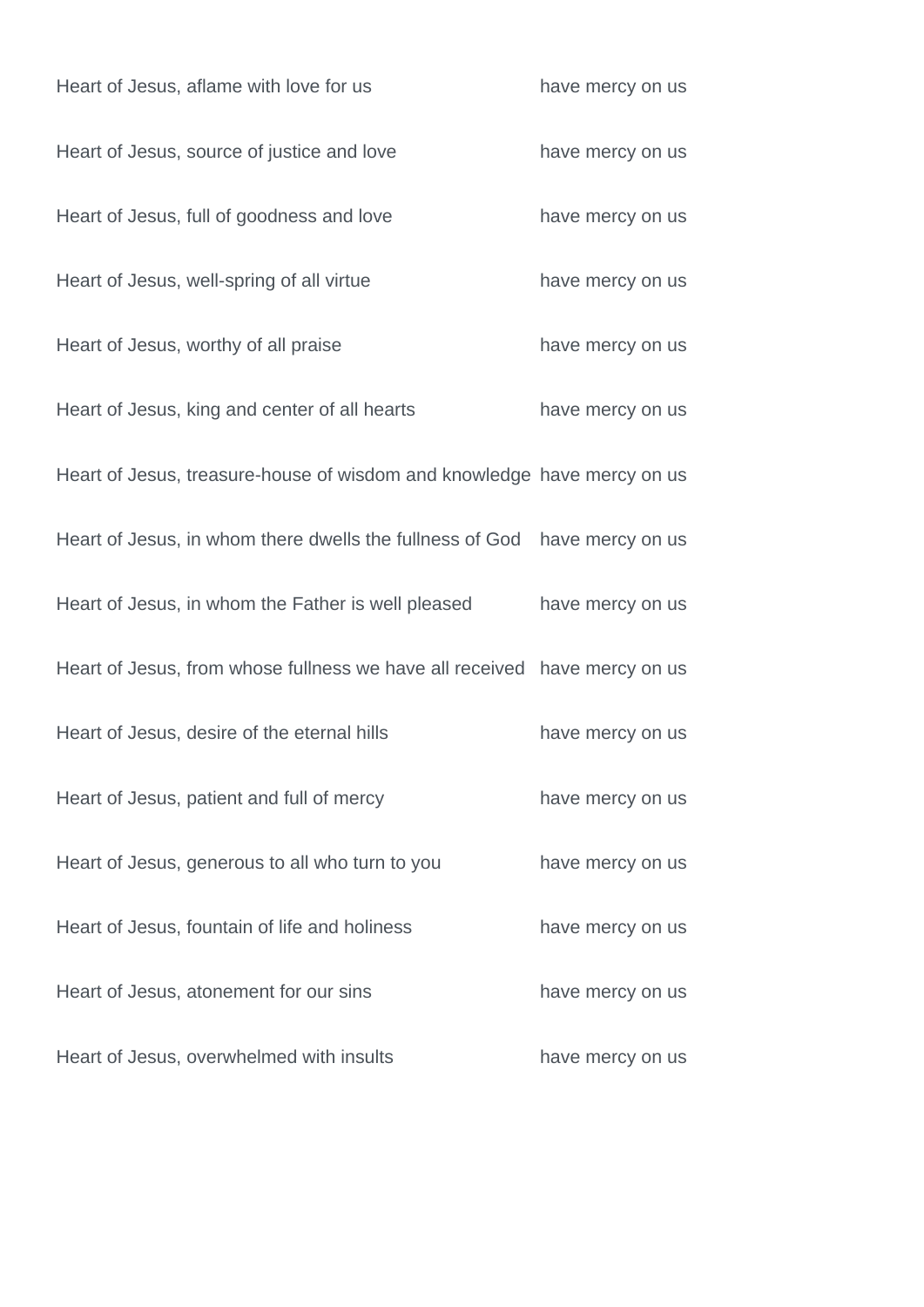| | |
|---|---|
| Heart of Jesus, aflame with love for us | have mercy on us |
| Heart of Jesus, source of justice and love | have mercy on us |
| Heart of Jesus, full of goodness and love | have mercy on us |
| Heart of Jesus, well-spring of all virtue | have mercy on us |
| Heart of Jesus, worthy of all praise | have mercy on us |
| Heart of Jesus, king and center of all hearts | have mercy on us |
| Heart of Jesus, treasure-house of wisdom and knowledge | have mercy on us |
| Heart of Jesus, in whom there dwells the fullness of God | have mercy on us |
| Heart of Jesus, in whom the Father is well pleased | have mercy on us |
| Heart of Jesus, from whose fullness we have all received | have mercy on us |
| Heart of Jesus, desire of the eternal hills | have mercy on us |
| Heart of Jesus, patient and full of mercy | have mercy on us |
| Heart of Jesus, generous to all who turn to you | have mercy on us |
| Heart of Jesus, fountain of life and holiness | have mercy on us |
| Heart of Jesus, atonement for our sins | have mercy on us |
| Heart of Jesus, overwhelmed with insults | have mercy on us |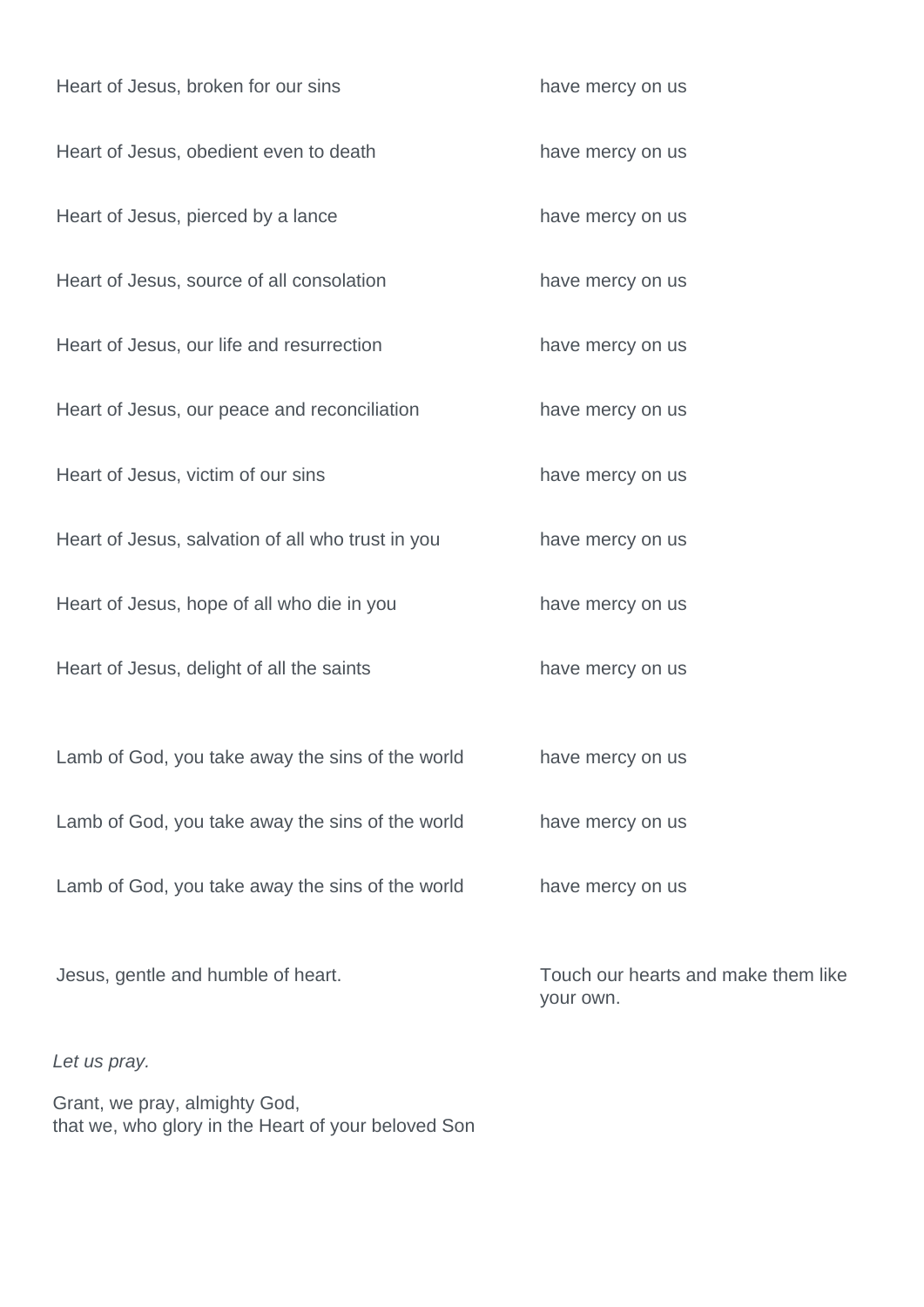| | |
|---|---|
| Heart of Jesus, broken for our sins | have mercy on us |
| Heart of Jesus, obedient even to death | have mercy on us |
| Heart of Jesus, pierced by a lance | have mercy on us |
| Heart of Jesus, source of all consolation | have mercy on us |
| Heart of Jesus, our life and resurrection | have mercy on us |
| Heart of Jesus, our peace and reconciliation | have mercy on us |
| Heart of Jesus, victim of our sins | have mercy on us |
| Heart of Jesus, salvation of all who trust in you | have mercy on us |
| Heart of Jesus, hope of all who die in you | have mercy on us |
| Heart of Jesus, delight of all the saints | have mercy on us |

| | |
|---|---|
| Lamb of God, you take away the sins of the world | have mercy on us |
| Lamb of God, you take away the sins of the world | have mercy on us |
| Lamb of God, you take away the sins of the world | have mercy on us |

| | |
|---|---|
| Jesus, gentle and humble of heart. | Touch our hearts and make them like your own. |

*Let us pray.*

Grant, we pray, almighty God,
that we, who glory in the Heart of your beloved Son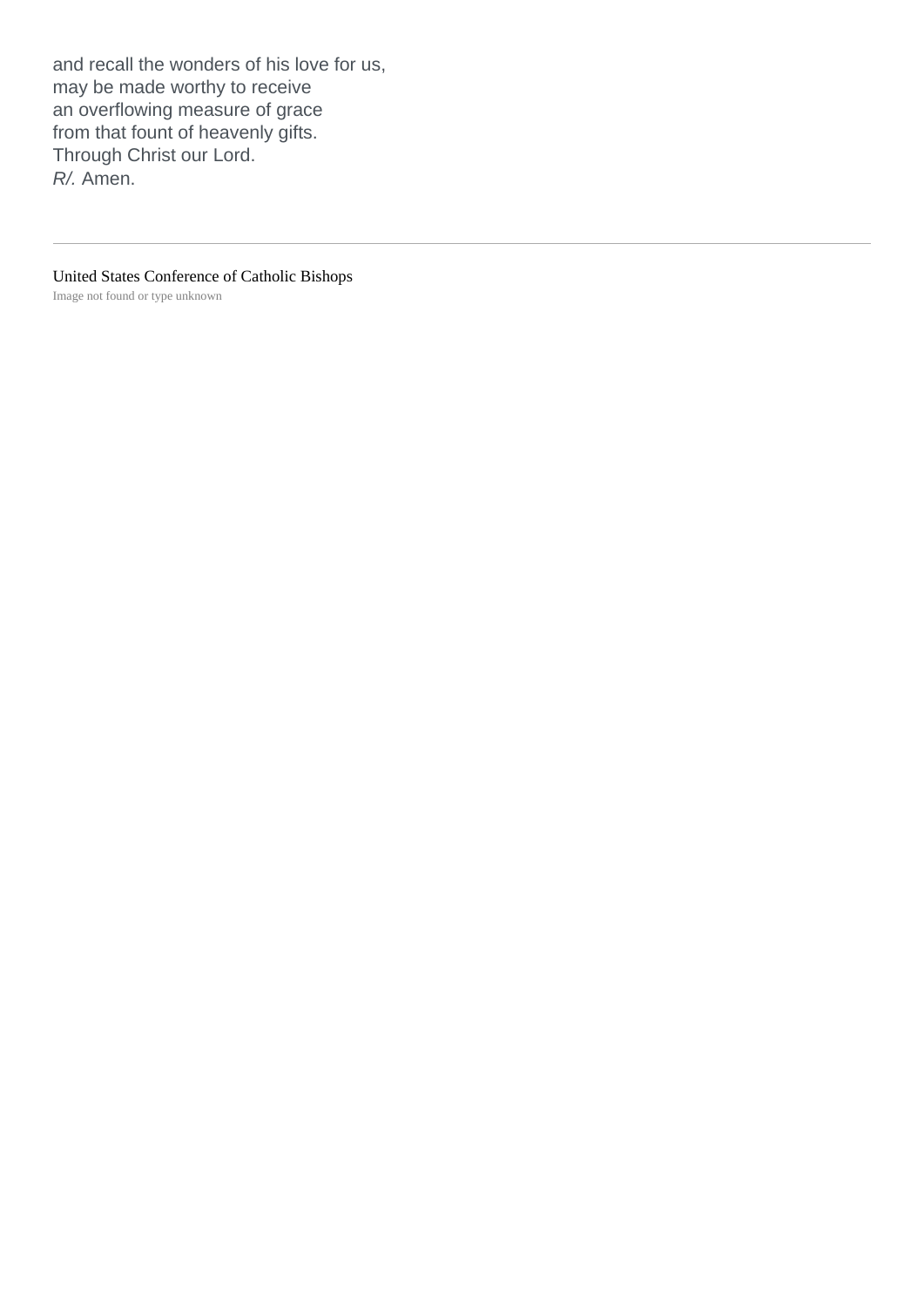and recall the wonders of his love for us,
may be made worthy to receive
an overflowing measure of grace
from that fount of heavenly gifts.
Through Christ our Lord.
*R/.* Amen.

---

United States Conference of Catholic Bishops

Image not found or type unknown